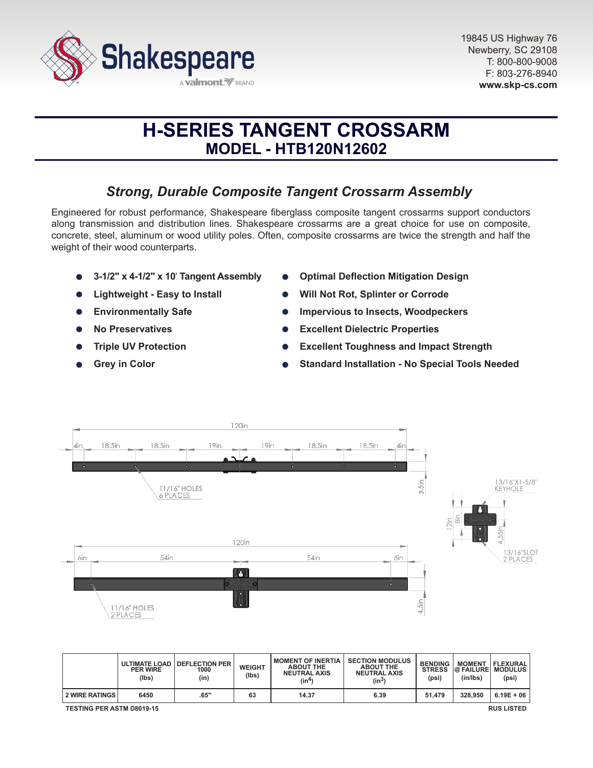Shakespeare

A valmont BRAND

19845 US Highway 76
Newberry, SC 29108
T: 800-800-9008
F: 803-276-8940
**www.skp-cs.com**

# H-SERIES TANGENT CROSSARM
## MODEL - HTB120N12602

### *Strong, Durable Composite Tangent Crossarm Assembly*

Engineered for robust performance, Shakespeare fiberglass composite tangent crossarms support conductors along transmission and distribution lines. Shakespeare crossarms are a great choice for use on composite, concrete, steel, aluminum or wood utility poles. Often, composite crossarms are twice the strength and half the weight of their wood counterparts.

- **3-1/2" x 4-1/2" x 10' Tangent Assembly**
- **Lightweight - Easy to Install**
- **Environmentally Safe**
- **No Preservatives**
- **Triple UV Protection**
- **Grey in Color**
- **Optimal Deflection Mitigation Design**
- **Will Not Rot, Splinter or Corrode**
- **Impervious to Insects, Woodpeckers**
- **Excellent Dielectric Properties**
- **Excellent Toughness and Impact Strength**
- **Standard Installation - No Special Tools Needed**

120in
4in 18.5in 18.5in 19in 19in 18.5in 18.5in 4in
3.5in
11/16" HOLES
6 PLACES

13/16"X1-5/8"
KEYHOLE
12in
8in
4.55in
13/16"SLOT
2 PLACES

120in
6in 54in 54in 6in
4.5in
11/16" HOLES
2 PLACES

| | ULTIMATE LOAD PER WIRE (lbs) | DEFLECTION PER 1000 (in) | WEIGHT (lbs) | MOMENT OF INERTIA ABOUT THE NEUTRAL AXIS ($in^4$) | SECTION MODULUS ABOUT THE NEUTRAL AXIS ($in^3$) | BENDING STRESS (psi) | MOMENT @ FAILURE (in/lbs) | FLEXURAL MODULUS (psi) |
|---|---|---|---|---|---|---|---|---|
| 2 WIRE RATINGS | 6450 | .65" | 63 | 14.37 | 6.39 | 51,479 | 328,950 | 6.19E + 06 |

**TESTING PER ASTM D8019-15** **RUS LISTED**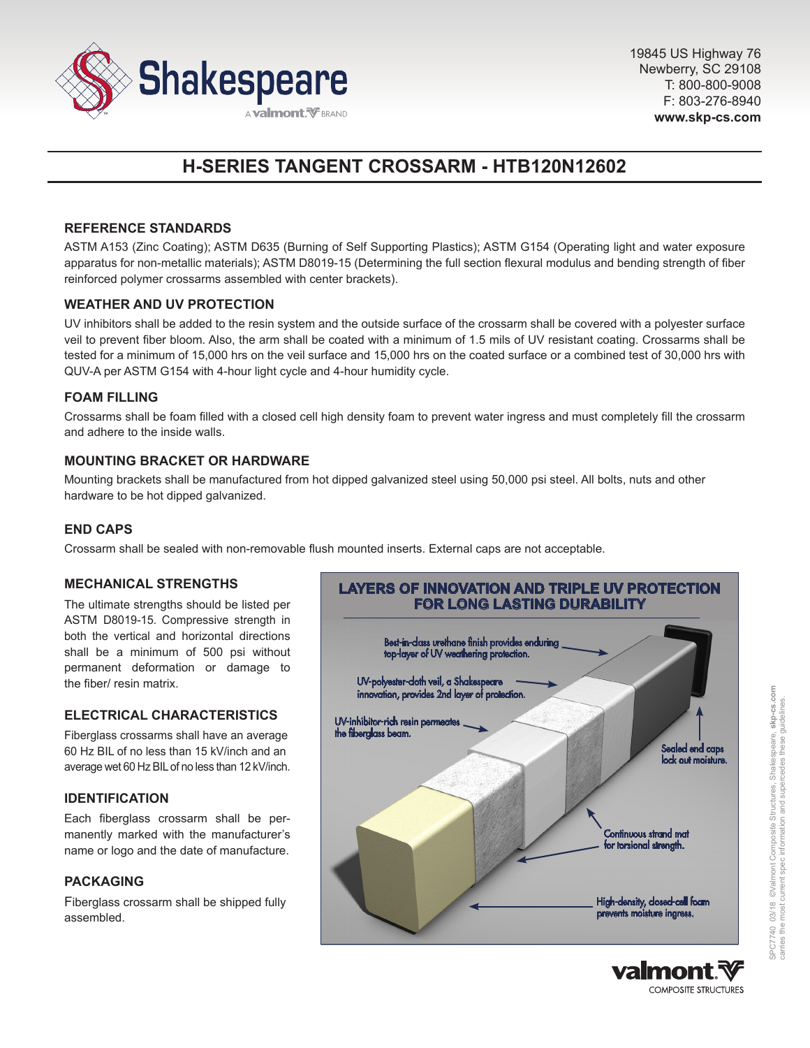19845 US Highway 76
Newberry, SC 29108
T: 800-800-9008
F: 803-276-8940
**www.skp-cs.com**

# H-SERIES TANGENT CROSSARM - HTB120N12602

### REFERENCE STANDARDS

ASTM A153 (Zinc Coating); ASTM D635 (Burning of Self Supporting Plastics); ASTM G154 (Operating light and water exposure apparatus for non-metallic materials); ASTM D8019-15 (Determining the full section flexural modulus and bending strength of fiber reinforced polymer crossarms assembled with center brackets).

### WEATHER AND UV PROTECTION

UV inhibitors shall be added to the resin system and the outside surface of the crossarm shall be covered with a polyester surface veil to prevent fiber bloom. Also, the arm shall be coated with a minimum of 1.5 mils of UV resistant coating. Crossarms shall be tested for a minimum of 15,000 hrs on the veil surface and 15,000 hrs on the coated surface or a combined test of 30,000 hrs with QUV-A per ASTM G154 with 4-hour light cycle and 4-hour humidity cycle.

### FOAM FILLING

Crossarms shall be foam filled with a closed cell high density foam to prevent water ingress and must completely fill the crossarm and adhere to the inside walls.

### MOUNTING BRACKET OR HARDWARE

Mounting brackets shall be manufactured from hot dipped galvanized steel using 50,000 psi steel. All bolts, nuts and other hardware to be hot dipped galvanized.

### END CAPS

Crossarm shall be sealed with non-removable flush mounted inserts. External caps are not acceptable.

### MECHANICAL STRENGTHS

The ultimate strengths should be listed per ASTM D8019-15. Compressive strength in both the vertical and horizontal directions shall be a minimum of 500 psi without permanent deformation or damage to the fiber/ resin matrix.

### ELECTRICAL CHARACTERISTICS

Fiberglass crossarms shall have an average 60 Hz BIL of no less than 15 kV/inch and an average wet 60 Hz BIL of no less than 12 kV/inch.

### IDENTIFICATION

Each fiberglass crossarm shall be permanently marked with the manufacturer's name or logo and the date of manufacture.

### PACKAGING

Fiberglass crossarm shall be shipped fully assembled.

LAYERS OF INNOVATION AND TRIPLE UV PROTECTION FOR LONG LASTING DURABILITY

Best-in-class urethane finish provides enduring top-layer of UV weathering protection.

UV-polyester-cloth veil, a Shakespeare innovation, provides 2nd layer of protection.

UV-inhibitor-rich resin permeates the fiberglass beam.

Sealed end caps lock out moisture.

Continuous strand mat for torsional strength.

High-density, closed-cell foam prevents moisture ingress.

SPC7740 03/18 ©Valmont Composite Structures, Shakespeare, **skp-cs.com** carries the most current spec information and supercedes these guidelines.